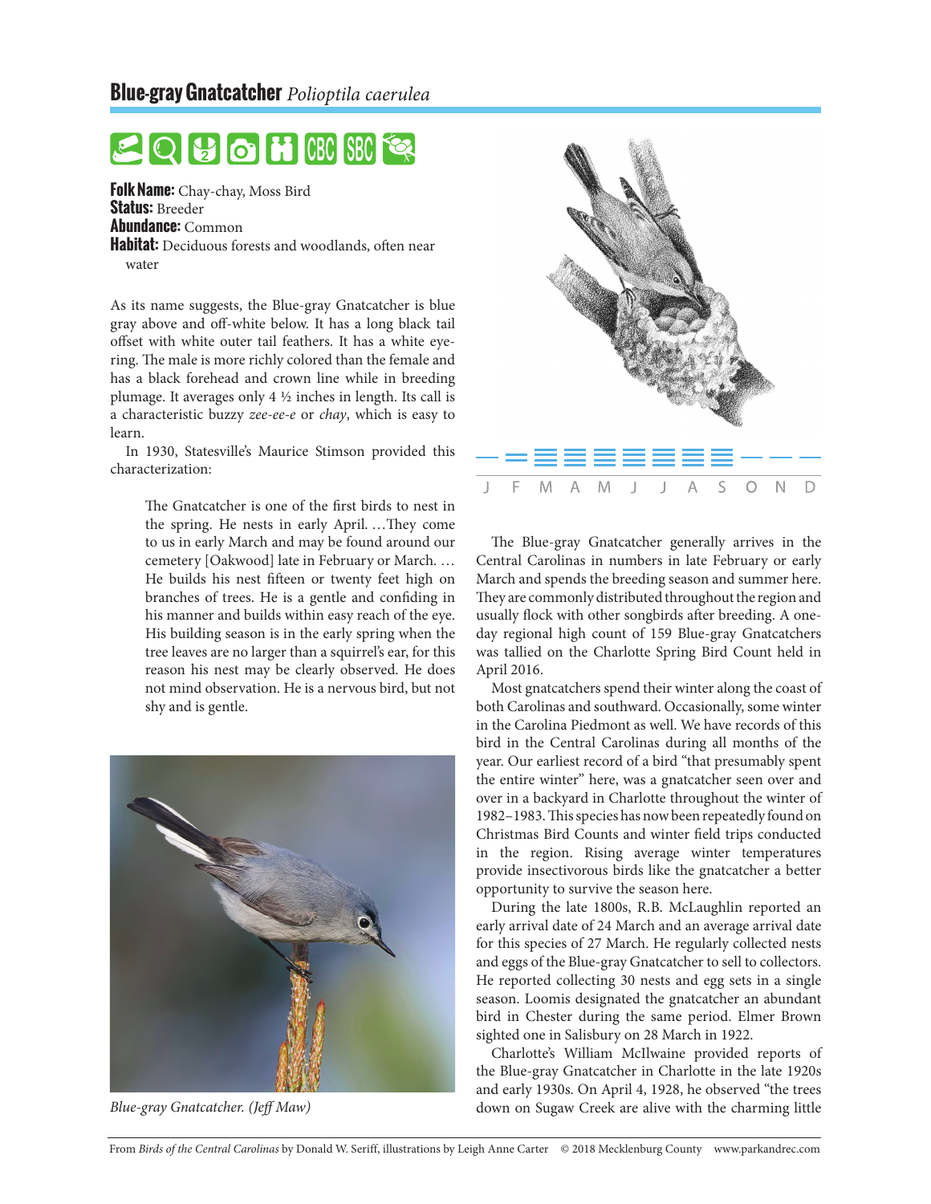## Blue-gray Gnatcatcher *Polioptila caerulea*

**Folk Name:** Chay-chay, Moss Bird
**Status:** Breeder
**Abundance:** Common
**Habitat:** Deciduous forests and woodlands, often near water

As its name suggests, the Blue-gray Gnatcatcher is blue gray above and off-white below. It has a long black tail offset with white outer tail feathers. It has a white eye-ring. The male is more richly colored than the female and has a black forehead and crown line while in breeding plumage. It averages only 4 ½ inches in length. Its call is a characteristic buzzy *zee-ee-e* or *chay*, which is easy to learn.

In 1930, Statesville's Maurice Stimson provided this characterization:

> The Gnatcatcher is one of the first birds to nest in the spring. He nests in early April. …They come to us in early March and may be found around our cemetery [Oakwood] late in February or March. … He builds his nest fifteen or twenty feet high on branches of trees. He is a gentle and confiding in his manner and builds within easy reach of the eye. His building season is in the early spring when the tree leaves are no larger than a squirrel's ear, for this reason his nest may be clearly observed. He does not mind observation. He is a nervous bird, but not shy and is gentle.

*Blue-gray Gnatcatcher. (Jeff Maw)*

J F M A M J J A S O N D

The Blue-gray Gnatcatcher generally arrives in the Central Carolinas in numbers in late February or early March and spends the breeding season and summer here. They are commonly distributed throughout the region and usually flock with other songbirds after breeding. A one-day regional high count of 159 Blue-gray Gnatcatchers was tallied on the Charlotte Spring Bird Count held in April 2016.

Most gnatcatchers spend their winter along the coast of both Carolinas and southward. Occasionally, some winter in the Carolina Piedmont as well. We have records of this bird in the Central Carolinas during all months of the year. Our earliest record of a bird "that presumably spent the entire winter" here, was a gnatcatcher seen over and over in a backyard in Charlotte throughout the winter of 1982–1983. This species has now been repeatedly found on Christmas Bird Counts and winter field trips conducted in the region. Rising average winter temperatures provide insectivorous birds like the gnatcatcher a better opportunity to survive the season here.

During the late 1800s, R.B. McLaughlin reported an early arrival date of 24 March and an average arrival date for this species of 27 March. He regularly collected nests and eggs of the Blue-gray Gnatcatcher to sell to collectors. He reported collecting 30 nests and egg sets in a single season. Loomis designated the gnatcatcher an abundant bird in Chester during the same period. Elmer Brown sighted one in Salisbury on 28 March in 1922.

Charlotte's William McIlwaine provided reports of the Blue-gray Gnatcatcher in Charlotte in the late 1920s and early 1930s. On April 4, 1928, he observed "the trees down on Sugaw Creek are alive with the charming little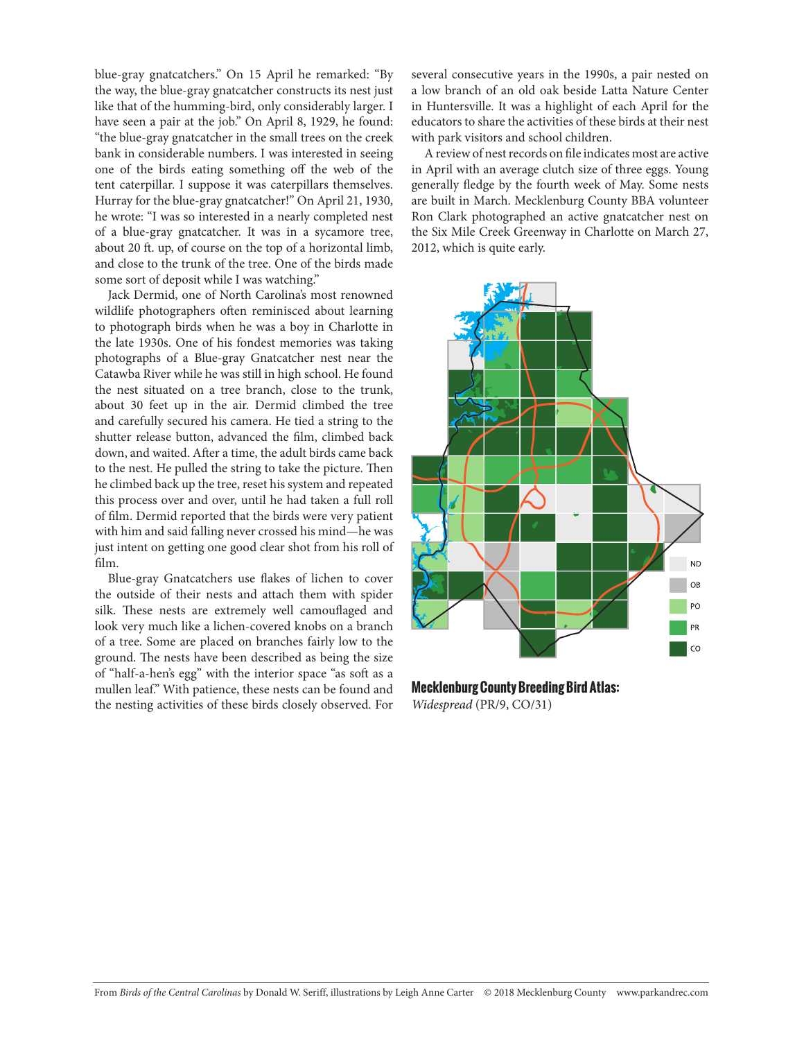blue-gray gnatcatchers." On 15 April he remarked: "By the way, the blue-gray gnatcatcher constructs its nest just like that of the humming-bird, only considerably larger. I have seen a pair at the job." On April 8, 1929, he found: "the blue-gray gnatcatcher in the small trees on the creek bank in considerable numbers. I was interested in seeing one of the birds eating something off the web of the tent caterpillar. I suppose it was caterpillars themselves. Hurray for the blue-gray gnatcatcher!" On April 21, 1930, he wrote: "I was so interested in a nearly completed nest of a blue-gray gnatcatcher. It was in a sycamore tree, about 20 ft. up, of course on the top of a horizontal limb, and close to the trunk of the tree. One of the birds made some sort of deposit while I was watching."

Jack Dermid, one of North Carolina's most renowned wildlife photographers often reminisced about learning to photograph birds when he was a boy in Charlotte in the late 1930s. One of his fondest memories was taking photographs of a Blue-gray Gnatcatcher nest near the Catawba River while he was still in high school. He found the nest situated on a tree branch, close to the trunk, about 30 feet up in the air. Dermid climbed the tree and carefully secured his camera. He tied a string to the shutter release button, advanced the film, climbed back down, and waited. After a time, the adult birds came back to the nest. He pulled the string to take the picture. Then he climbed back up the tree, reset his system and repeated this process over and over, until he had taken a full roll of film. Dermid reported that the birds were very patient with him and said falling never crossed his mind—he was just intent on getting one good clear shot from his roll of film.

Blue-gray Gnatcatchers use flakes of lichen to cover the outside of their nests and attach them with spider silk. These nests are extremely well camouflaged and look very much like a lichen-covered knobs on a branch of a tree. Some are placed on branches fairly low to the ground. The nests have been described as being the size of "half-a-hen's egg" with the interior space "as soft as a mullen leaf." With patience, these nests can be found and the nesting activities of these birds closely observed. For several consecutive years in the 1990s, a pair nested on a low branch of an old oak beside Latta Nature Center in Huntersville. It was a highlight of each April for the educators to share the activities of these birds at their nest with park visitors and school children.

A review of nest records on file indicates most are active in April with an average clutch size of three eggs. Young generally fledge by the fourth week of May. Some nests are built in March. Mecklenburg County BBA volunteer Ron Clark photographed an active gnatcatcher nest on the Six Mile Creek Greenway in Charlotte on March 27, 2012, which is quite early.

ND
OB
PO
PR
CO

**Mecklenburg County Breeding Bird Atlas:**
*Widespread* (PR/9, CO/31)

From *Birds of the Central Carolinas* by Donald W. Seriff, illustrations by Leigh Anne Carter © 2018 Mecklenburg County www.parkandrec.com